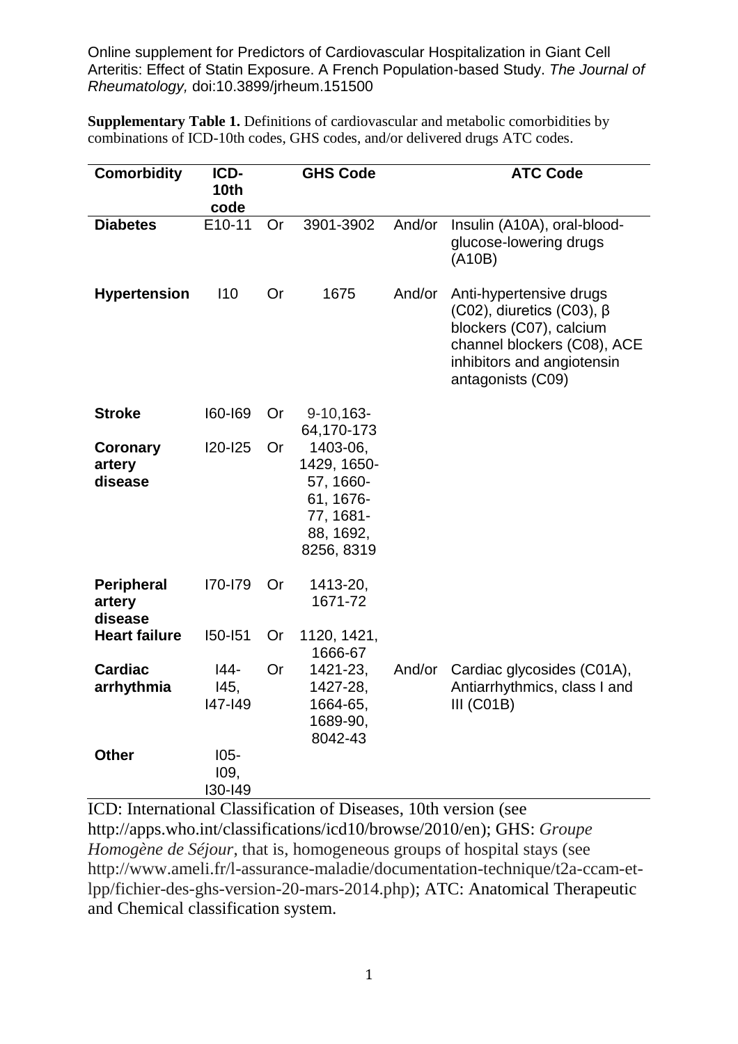Online supplement for Predictors of Cardiovascular Hospitalization in Giant Cell Arteritis: Effect of Statin Exposure. A French Population-based Study. *The Journal of Rheumatology,* doi:10.3899/jrheum.151500

**Supplementary Table 1.** Definitions of cardiovascular and metabolic comorbidities by combinations of ICD-10th codes, GHS codes, and/or delivered drugs ATC codes.

| Comorbidity | ICD-10th code | | GHS Code | | ATC Code |
|---|---|---|---|---|---|
| **Diabetes** | E10-11 | Or | 3901-3902 | And/or | Insulin (A10A), oral-blood-glucose-lowering drugs (A10B) |
| **Hypertension** | I10 | Or | 1675 | And/or | Anti-hypertensive drugs (C02), diuretics (C03), β blockers (C07), calcium channel blockers (C08), ACE inhibitors and angiotensin antagonists (C09) |
| **Stroke** | I60-I69 | Or | 9-10,163-64,170-173 | | |
| **Coronary artery disease** | I20-I25 | Or | 1403-06, 1429, 1650-57, 1660-61, 1676-77, 1681-88, 1692, 8256, 8319 | | |
| **Peripheral artery disease** | I70-I79 | Or | 1413-20, 1671-72 | | |
| **Heart failure** | I50-I51 | Or | 1120, 1421, 1666-67 | | |
| **Cardiac arrhythmia** | I44-I45, I47-I49 | Or | 1421-23, 1427-28, 1664-65, 1689-90, 8042-43 | And/or | Cardiac glycosides (C01A), Antiarrhythmics, class I and III (C01B) |
| **Other** | I05-I09, I30-I49 | | | | |

ICD: International Classification of Diseases, 10th version (see http://apps.who.int/classifications/icd10/browse/2010/en); GHS: *Groupe Homogène de Séjour*, that is, homogeneous groups of hospital stays (see http://www.ameli.fr/l-assurance-maladie/documentation-technique/t2a-ccam-et-lpp/fichier-des-ghs-version-20-mars-2014.php); ATC: Anatomical Therapeutic and Chemical classification system.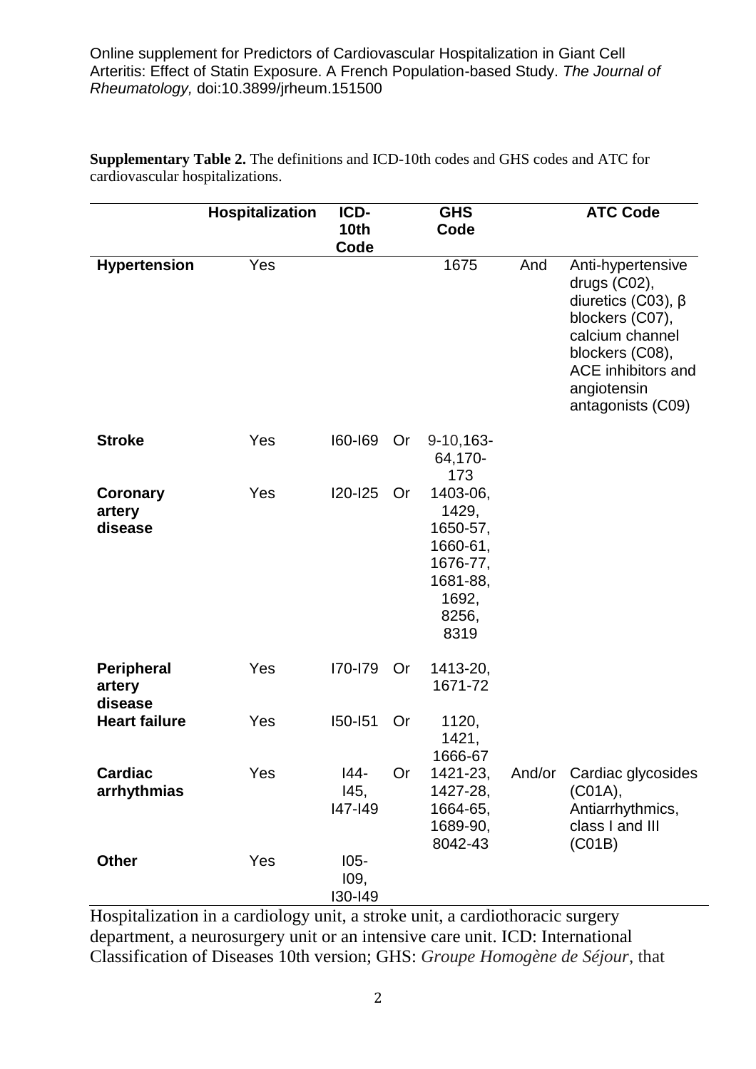**Supplementary Table 2.** The definitions and ICD-10th codes and GHS codes and ATC for cardiovascular hospitalizations.

| | Hospitalization | ICD-10th Code | | GHS Code | | ATC Code |
|---|---|---|---|---|---|---|
| **Hypertension** | Yes | | | 1675 | And | Anti-hypertensive drugs (C02), diuretics (C03), β blockers (C07), calcium channel blockers (C08), ACE inhibitors and angiotensin antagonists (C09) |
| **Stroke** | Yes | I60-I69 | Or | 9-10,163-64,170-173 | | |
| **Coronary artery disease** | Yes | I20-I25 | Or | 1403-06, 1429, 1650-57, 1660-61, 1676-77, 1681-88, 1692, 8256, 8319 | | |
| **Peripheral artery disease** | Yes | I70-I79 | Or | 1413-20, 1671-72 | | |
| **Heart failure** | Yes | I50-I51 | Or | 1120, 1421, 1666-67 | | |
| **Cardiac arrhythmias** | Yes | I44-I45, I47-I49 | Or | 1421-23, 1427-28, 1664-65, 1689-90, 8042-43 | And/or | Cardiac glycosides (C01A), Antiarrhythmics, class I and III (C01B) |
| **Other** | Yes | I05-I09, I30-I49 | | | | |

Hospitalization in a cardiology unit, a stroke unit, a cardiothoracic surgery department, a neurosurgery unit or an intensive care unit. ICD: International Classification of Diseases 10th version; GHS: *Groupe Homogène de Séjour*, that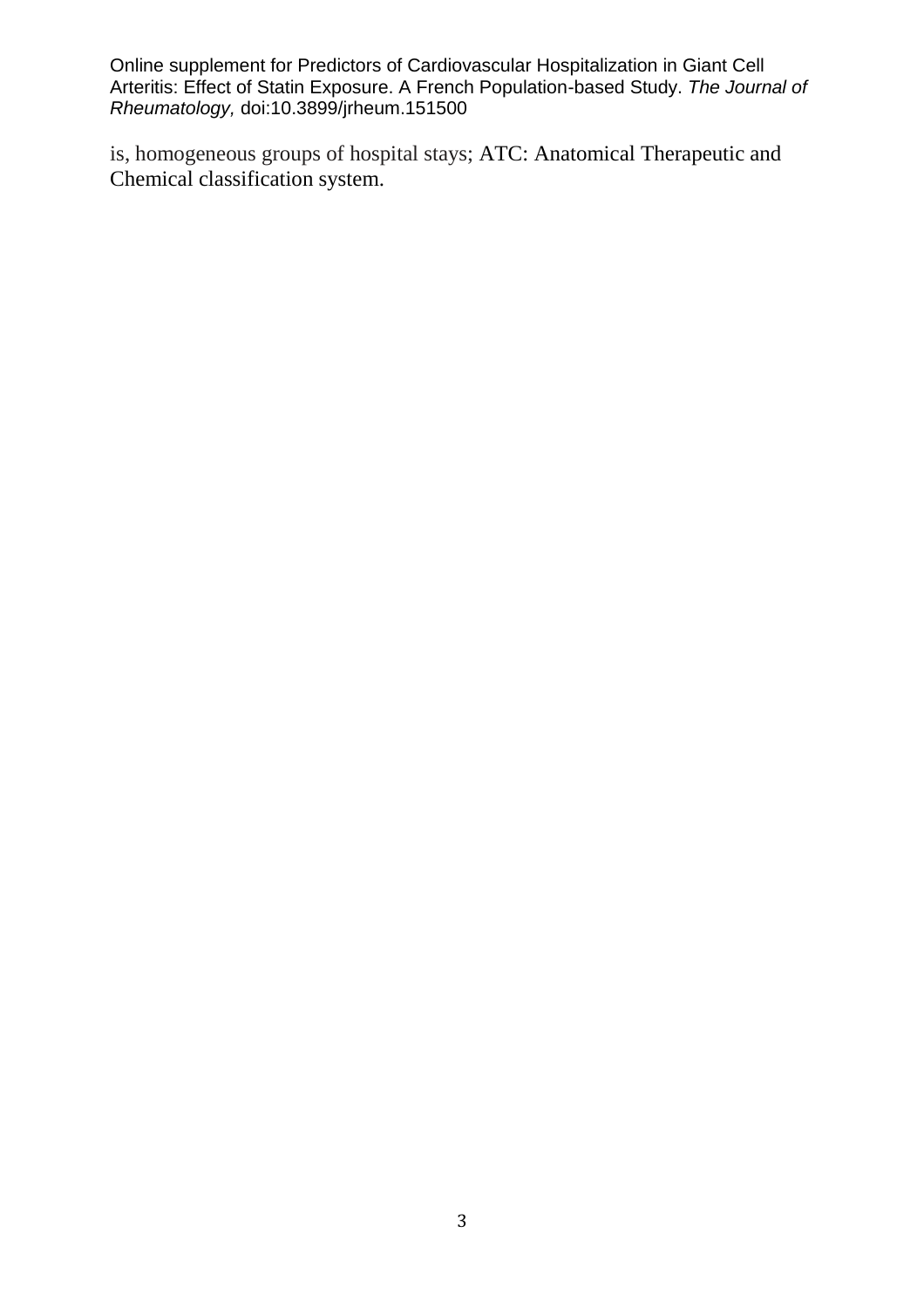is, homogeneous groups of hospital stays; ATC: Anatomical Therapeutic and Chemical classification system.